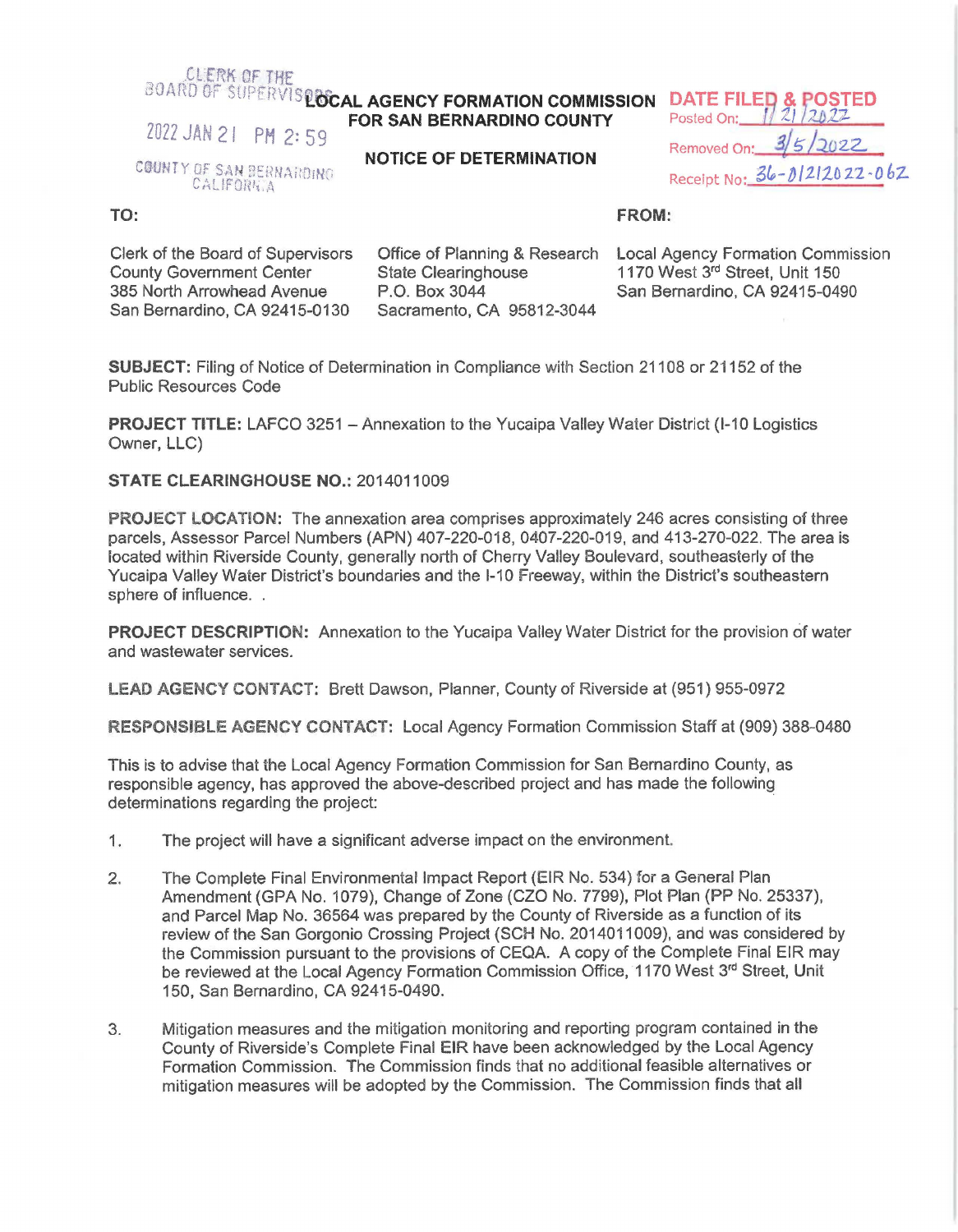CLERK OF THE BOARD OF SUPERVISORS

2022 JAN 21 PM 2:59

COUNTY OF SAN BERNARDINO CALIFORNIA

**LOCAL AGENCY FORMATION COMMISSION FOR SAN BERNARDINO COUNTY**

**NOTICE OF DETERMINATION**

**DATE FILED & POSTED**
Posted On: 1/21/2022
Removed On: 3/5/2022
Receipt No: 36-01212022-062

**TO:**

Clerk of the Board of Supervisors
County Government Center
385 North Arrowhead Avenue
San Bernardino, CA 92415-0130

Office of Planning & Research
State Clearinghouse
P.O. Box 3044
Sacramento, CA 95812-3044

**FROM:**

Local Agency Formation Commission
1170 West 3rd Street, Unit 150
San Bernardino, CA 92415-0490

**SUBJECT:** Filing of Notice of Determination in Compliance with Section 21108 or 21152 of the Public Resources Code

**PROJECT TITLE:** LAFCO 3251 – Annexation to the Yucaipa Valley Water District (I-10 Logistics Owner, LLC)

**STATE CLEARINGHOUSE NO.:** 2014011009

**PROJECT LOCATION:** The annexation area comprises approximately 246 acres consisting of three parcels, Assessor Parcel Numbers (APN) 407-220-018, 0407-220-019, and 413-270-022. The area is located within Riverside County, generally north of Cherry Valley Boulevard, southeasterly of the Yucaipa Valley Water District's boundaries and the I-10 Freeway, within the District's southeastern sphere of influence. .

**PROJECT DESCRIPTION:** Annexation to the Yucaipa Valley Water District for the provision of water and wastewater services.

**LEAD AGENCY CONTACT:** Brett Dawson, Planner, County of Riverside at (951) 955-0972

**RESPONSIBLE AGENCY CONTACT:** Local Agency Formation Commission Staff at (909) 388-0480

This is to advise that the Local Agency Formation Commission for San Bernardino County, as responsible agency, has approved the above-described project and has made the following determinations regarding the project:

1. The project will have a significant adverse impact on the environment.

2. The Complete Final Environmental Impact Report (EIR No. 534) for a General Plan Amendment (GPA No. 1079), Change of Zone (CZO No. 7799), Plot Plan (PP No. 25337), and Parcel Map No. 36564 was prepared by the County of Riverside as a function of its review of the San Gorgonio Crossing Project (SCH No. 2014011009), and was considered by the Commission pursuant to the provisions of CEQA. A copy of the Complete Final EIR may be reviewed at the Local Agency Formation Commission Office, 1170 West 3rd Street, Unit 150, San Bernardino, CA 92415-0490.

3. Mitigation measures and the mitigation monitoring and reporting program contained in the County of Riverside's Complete Final EIR have been acknowledged by the Local Agency Formation Commission. The Commission finds that no additional feasible alternatives or mitigation measures will be adopted by the Commission. The Commission finds that all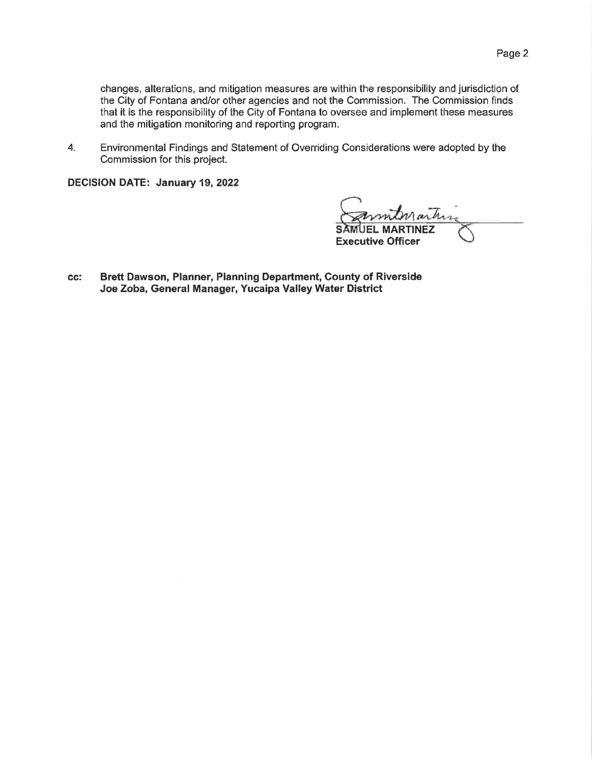changes, alterations, and mitigation measures are within the responsibility and jurisdiction of the City of Fontana and/or other agencies and not the Commission. The Commission finds that it is the responsibility of the City of Fontana to oversee and implement these measures and the mitigation monitoring and reporting program.

4. Environmental Findings and Statement of Overriding Considerations were adopted by the Commission for this project.

**DECISION DATE: January 19, 2022**

**SAMUEL MARTINEZ**
**Executive Officer**

**cc: Brett Dawson, Planner, Planning Department, County of Riverside**
**Joe Zoba, General Manager, Yucaipa Valley Water District**